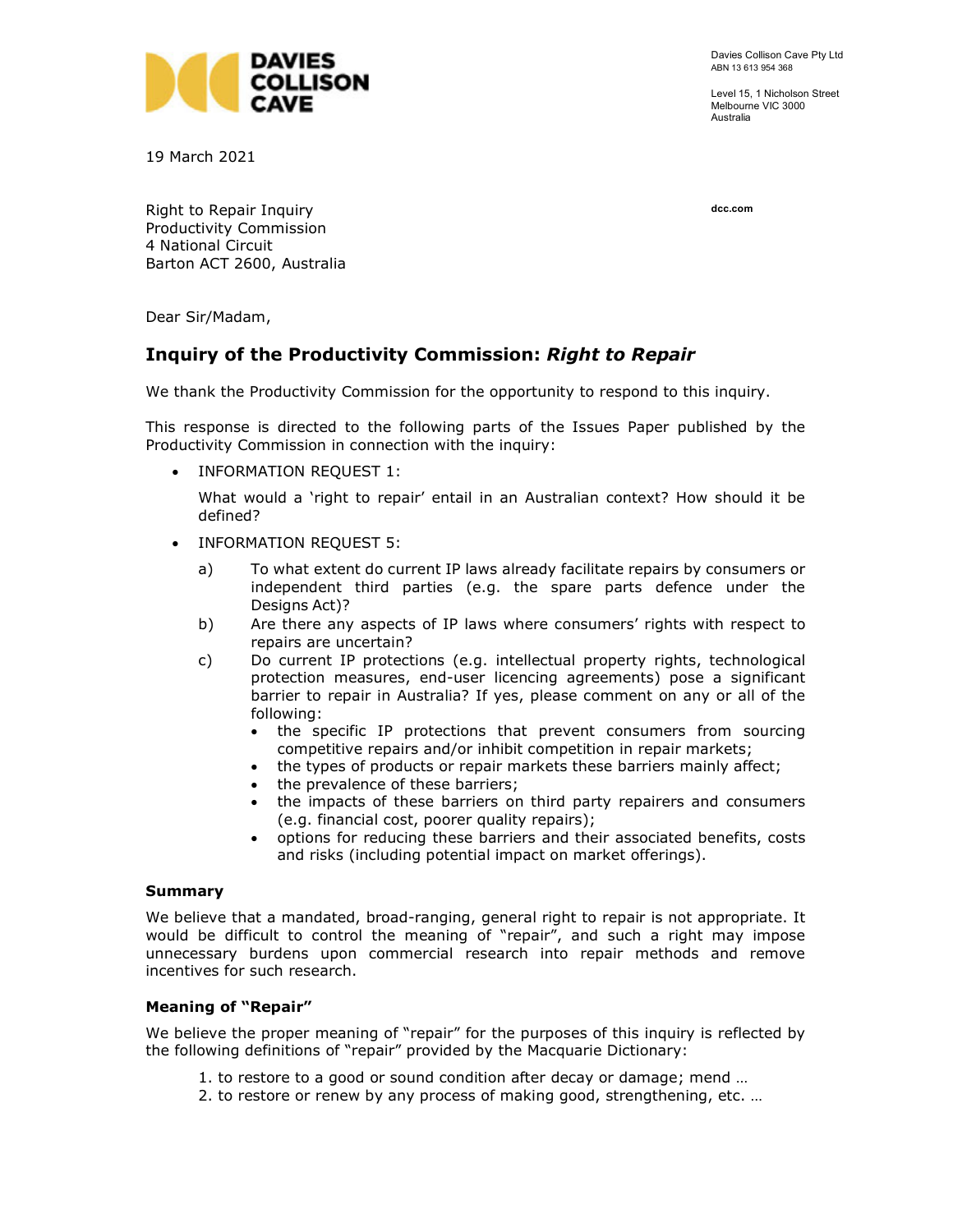Davies Collison Cave Pty Ltd
ABN 13 613 954 368

Level 15, 1 Nicholson Street
Melbourne VIC 3000
Australia

dcc.com

19 March 2021

Right to Repair Inquiry
Productivity Commission
4 National Circuit
Barton ACT 2600, Australia

Dear Sir/Madam,

## Inquiry of the Productivity Commission: *Right to Repair*

We thank the Productivity Commission for the opportunity to respond to this inquiry.

This response is directed to the following parts of the Issues Paper published by the Productivity Commission in connection with the inquiry:

- INFORMATION REQUEST 1:

  What would a 'right to repair' entail in an Australian context? How should it be defined?

- INFORMATION REQUEST 5:

  a) To what extent do current IP laws already facilitate repairs by consumers or independent third parties (e.g. the spare parts defence under the Designs Act)?

  b) Are there any aspects of IP laws where consumers' rights with respect to repairs are uncertain?

  c) Do current IP protections (e.g. intellectual property rights, technological protection measures, end-user licencing agreements) pose a significant barrier to repair in Australia? If yes, please comment on any or all of the following:
     - the specific IP protections that prevent consumers from sourcing competitive repairs and/or inhibit competition in repair markets;
     - the types of products or repair markets these barriers mainly affect;
     - the prevalence of these barriers;
     - the impacts of these barriers on third party repairers and consumers (e.g. financial cost, poorer quality repairs);
     - options for reducing these barriers and their associated benefits, costs and risks (including potential impact on market offerings).

### Summary

We believe that a mandated, broad-ranging, general right to repair is not appropriate. It would be difficult to control the meaning of "repair", and such a right may impose unnecessary burdens upon commercial research into repair methods and remove incentives for such research.

### Meaning of "Repair"

We believe the proper meaning of "repair" for the purposes of this inquiry is reflected by the following definitions of "repair" provided by the Macquarie Dictionary:

1. to restore to a good or sound condition after decay or damage; mend …
2. to restore or renew by any process of making good, strengthening, etc. …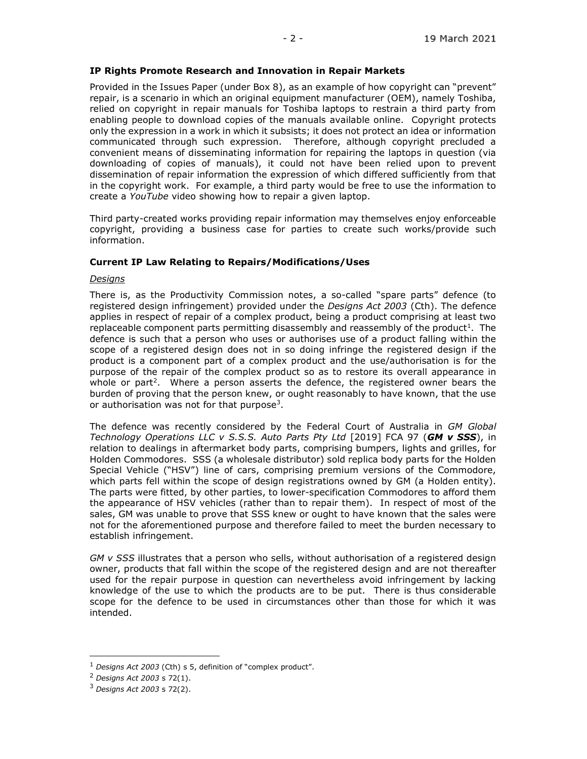**IP Rights Promote Research and Innovation in Repair Markets**

Provided in the Issues Paper (under Box 8), as an example of how copyright can "prevent" repair, is a scenario in which an original equipment manufacturer (OEM), namely Toshiba, relied on copyright in repair manuals for Toshiba laptops to restrain a third party from enabling people to download copies of the manuals available online. Copyright protects only the expression in a work in which it subsists; it does not protect an idea or information communicated through such expression. Therefore, although copyright precluded a convenient means of disseminating information for repairing the laptops in question (via downloading of copies of manuals), it could not have been relied upon to prevent dissemination of repair information the expression of which differed sufficiently from that in the copyright work. For example, a third party would be free to use the information to create a *YouTube* video showing how to repair a given laptop.

Third party-created works providing repair information may themselves enjoy enforceable copyright, providing a business case for parties to create such works/provide such information.

**Current IP Law Relating to Repairs/Modifications/Uses**

*Designs*

There is, as the Productivity Commission notes, a so-called "spare parts" defence (to registered design infringement) provided under the *Designs Act 2003* (Cth). The defence applies in respect of repair of a complex product, being a product comprising at least two replaceable component parts permitting disassembly and reassembly of the product[1]. The defence is such that a person who uses or authorises use of a product falling within the scope of a registered design does not in so doing infringe the registered design if the product is a component part of a complex product and the use/authorisation is for the purpose of the repair of the complex product so as to restore its overall appearance in whole or part[2]. Where a person asserts the defence, the registered owner bears the burden of proving that the person knew, or ought reasonably to have known, that the use or authorisation was not for that purpose[3].

The defence was recently considered by the Federal Court of Australia in *GM Global Technology Operations LLC v S.S.S. Auto Parts Pty Ltd* [2019] FCA 97 (***GM v SSS***), in relation to dealings in aftermarket body parts, comprising bumpers, lights and grilles, for Holden Commodores. SSS (a wholesale distributor) sold replica body parts for the Holden Special Vehicle ("HSV") line of cars, comprising premium versions of the Commodore, which parts fell within the scope of design registrations owned by GM (a Holden entity). The parts were fitted, by other parties, to lower-specification Commodores to afford them the appearance of HSV vehicles (rather than to repair them). In respect of most of the sales, GM was unable to prove that SSS knew or ought to have known that the sales were not for the aforementioned purpose and therefore failed to meet the burden necessary to establish infringement.

*GM v SSS* illustrates that a person who sells, without authorisation of a registered design owner, products that fall within the scope of the registered design and are not thereafter used for the repair purpose in question can nevertheless avoid infringement by lacking knowledge of the use to which the products are to be put. There is thus considerable scope for the defence to be used in circumstances other than those for which it was intended.

---

[1] *Designs Act 2003* (Cth) s 5, definition of "complex product".

[2] *Designs Act 2003* s 72(1).

[3] *Designs Act 2003* s 72(2).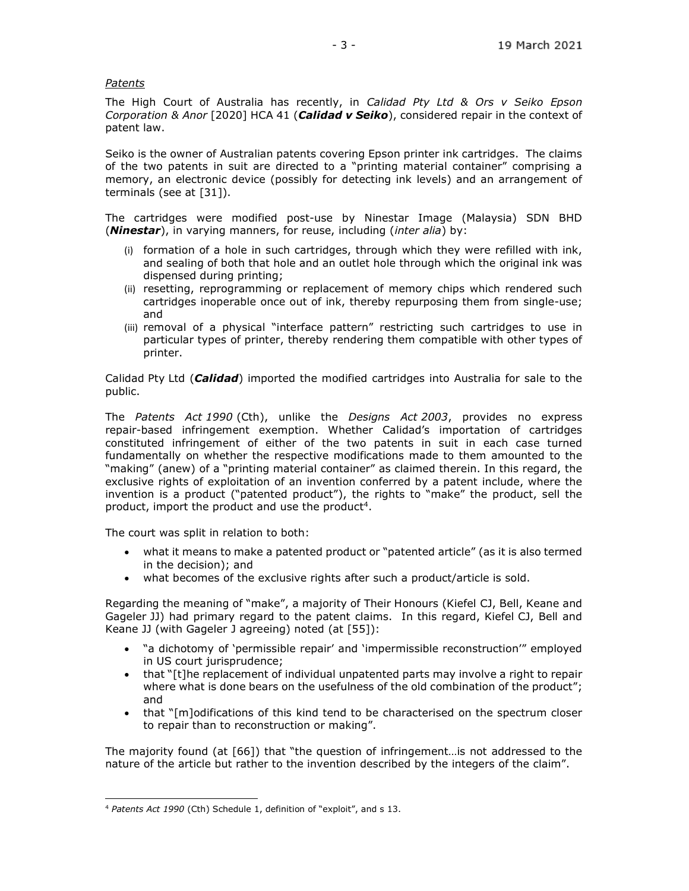*Patents*

The High Court of Australia has recently, in *Calidad Pty Ltd & Ors v Seiko Epson Corporation & Anor* [2020] HCA 41 (***Calidad v Seiko***), considered repair in the context of patent law.

Seiko is the owner of Australian patents covering Epson printer ink cartridges. The claims of the two patents in suit are directed to a "printing material container" comprising a memory, an electronic device (possibly for detecting ink levels) and an arrangement of terminals (see at [31]).

The cartridges were modified post-use by Ninestar Image (Malaysia) SDN BHD (***Ninestar***), in varying manners, for reuse, including (*inter alia*) by:

(i) formation of a hole in such cartridges, through which they were refilled with ink, and sealing of both that hole and an outlet hole through which the original ink was dispensed during printing;

(ii) resetting, reprogramming or replacement of memory chips which rendered such cartridges inoperable once out of ink, thereby repurposing them from single-use; and

(iii) removal of a physical "interface pattern" restricting such cartridges to use in particular types of printer, thereby rendering them compatible with other types of printer.

Calidad Pty Ltd (***Calidad***) imported the modified cartridges into Australia for sale to the public.

The *Patents Act 1990* (Cth), unlike the *Designs Act 2003*, provides no express repair-based infringement exemption. Whether Calidad's importation of cartridges constituted infringement of either of the two patents in suit in each case turned fundamentally on whether the respective modifications made to them amounted to the "making" (anew) of a "printing material container" as claimed therein. In this regard, the exclusive rights of exploitation of an invention conferred by a patent include, where the invention is a product ("patented product"), the rights to "make" the product, sell the product, import the product and use the product[4].

The court was split in relation to both:

- what it means to make a patented product or "patented article" (as it is also termed in the decision); and
- what becomes of the exclusive rights after such a product/article is sold.

Regarding the meaning of "make", a majority of Their Honours (Kiefel CJ, Bell, Keane and Gageler JJ) had primary regard to the patent claims. In this regard, Kiefel CJ, Bell and Keane JJ (with Gageler J agreeing) noted (at [55]):

- "a dichotomy of 'permissible repair' and 'impermissible reconstruction'" employed in US court jurisprudence;
- that "[t]he replacement of individual unpatented parts may involve a right to repair where what is done bears on the usefulness of the old combination of the product"; and
- that "[m]odifications of this kind tend to be characterised on the spectrum closer to repair than to reconstruction or making".

The majority found (at [66]) that "the question of infringement…is not addressed to the nature of the article but rather to the invention described by the integers of the claim".

---

[4] *Patents Act 1990* (Cth) Schedule 1, definition of "exploit", and s 13.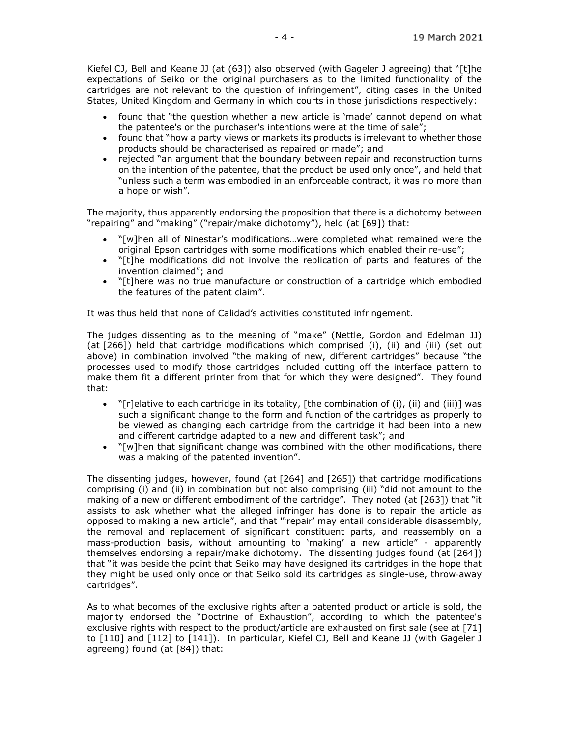Kiefel CJ, Bell and Keane JJ (at [63]) also observed (with Gageler J agreeing) that "[t]he expectations of Seiko or the original purchasers as to the limited functionality of the cartridges are not relevant to the question of infringement", citing cases in the United States, United Kingdom and Germany in which courts in those jurisdictions respectively:

- found that "the question whether a new article is 'made' cannot depend on what the patentee's or the purchaser's intentions were at the time of sale";
- found that "how a party views or markets its products is irrelevant to whether those products should be characterised as repaired or made"; and
- rejected "an argument that the boundary between repair and reconstruction turns on the intention of the patentee, that the product be used only once", and held that "unless such a term was embodied in an enforceable contract, it was no more than a hope or wish".

The majority, thus apparently endorsing the proposition that there is a dichotomy between "repairing" and "making" ("repair/make dichotomy"), held (at [69]) that:

- "[w]hen all of Ninestar's modifications…were completed what remained were the original Epson cartridges with some modifications which enabled their re-use";
- "[t]he modifications did not involve the replication of parts and features of the invention claimed"; and
- "[t]here was no true manufacture or construction of a cartridge which embodied the features of the patent claim".

It was thus held that none of Calidad's activities constituted infringement.

The judges dissenting as to the meaning of "make" (Nettle, Gordon and Edelman JJ) (at [266]) held that cartridge modifications which comprised (i), (ii) and (iii) (set out above) in combination involved "the making of new, different cartridges" because "the processes used to modify those cartridges included cutting off the interface pattern to make them fit a different printer from that for which they were designed". They found that:

- "[r]elative to each cartridge in its totality, [the combination of (i), (ii) and (iii)] was such a significant change to the form and function of the cartridges as properly to be viewed as changing each cartridge from the cartridge it had been into a new and different cartridge adapted to a new and different task"; and
- "[w]hen that significant change was combined with the other modifications, there was a making of the patented invention".

The dissenting judges, however, found (at [264] and [265]) that cartridge modifications comprising (i) and (ii) in combination but not also comprising (iii) "did not amount to the making of a new or different embodiment of the cartridge". They noted (at [263]) that "it assists to ask whether what the alleged infringer has done is to repair the article as opposed to making a new article", and that "'repair' may entail considerable disassembly, the removal and replacement of significant constituent parts, and reassembly on a mass-production basis, without amounting to 'making' a new article" - apparently themselves endorsing a repair/make dichotomy. The dissenting judges found (at [264]) that "it was beside the point that Seiko may have designed its cartridges in the hope that they might be used only once or that Seiko sold its cartridges as single-use, throw-away cartridges".

As to what becomes of the exclusive rights after a patented product or article is sold, the majority endorsed the "Doctrine of Exhaustion", according to which the patentee's exclusive rights with respect to the product/article are exhausted on first sale (see at [71] to [110] and [112] to [141]). In particular, Kiefel CJ, Bell and Keane JJ (with Gageler J agreeing) found (at [84]) that: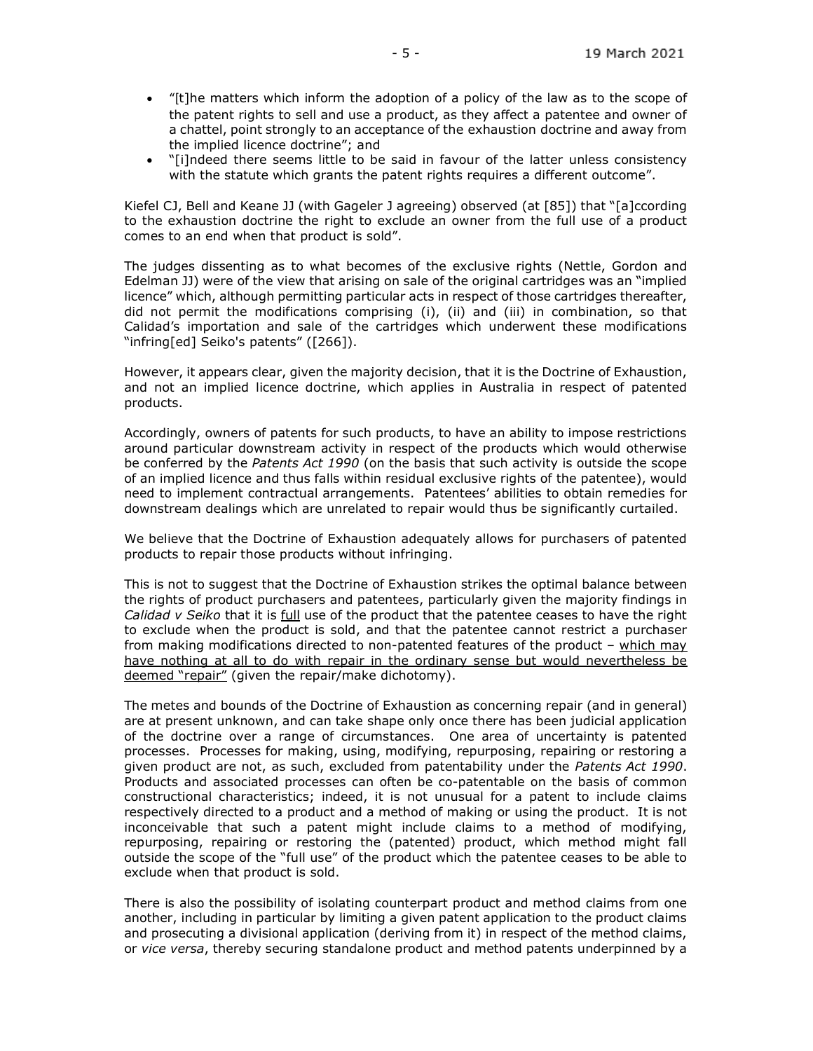- "[t]he matters which inform the adoption of a policy of the law as to the scope of the patent rights to sell and use a product, as they affect a patentee and owner of a chattel, point strongly to an acceptance of the exhaustion doctrine and away from the implied licence doctrine"; and
- "[i]ndeed there seems little to be said in favour of the latter unless consistency with the statute which grants the patent rights requires a different outcome".

Kiefel CJ, Bell and Keane JJ (with Gageler J agreeing) observed (at [85]) that "[a]ccording to the exhaustion doctrine the right to exclude an owner from the full use of a product comes to an end when that product is sold".

The judges dissenting as to what becomes of the exclusive rights (Nettle, Gordon and Edelman JJ) were of the view that arising on sale of the original cartridges was an "implied licence" which, although permitting particular acts in respect of those cartridges thereafter, did not permit the modifications comprising (i), (ii) and (iii) in combination, so that Calidad's importation and sale of the cartridges which underwent these modifications "infring[ed] Seiko's patents" ([266]).

However, it appears clear, given the majority decision, that it is the Doctrine of Exhaustion, and not an implied licence doctrine, which applies in Australia in respect of patented products.

Accordingly, owners of patents for such products, to have an ability to impose restrictions around particular downstream activity in respect of the products which would otherwise be conferred by the *Patents Act 1990* (on the basis that such activity is outside the scope of an implied licence and thus falls within residual exclusive rights of the patentee), would need to implement contractual arrangements. Patentees' abilities to obtain remedies for downstream dealings which are unrelated to repair would thus be significantly curtailed.

We believe that the Doctrine of Exhaustion adequately allows for purchasers of patented products to repair those products without infringing.

This is not to suggest that the Doctrine of Exhaustion strikes the optimal balance between the rights of product purchasers and patentees, particularly given the majority findings in *Calidad v Seiko* that it is <u>full</u> use of the product that the patentee ceases to have the right to exclude when the product is sold, and that the patentee cannot restrict a purchaser from making modifications directed to non-patented features of the product – <u>which may have nothing at all to do with repair in the ordinary sense but would nevertheless be deemed "repair"</u> (given the repair/make dichotomy).

The metes and bounds of the Doctrine of Exhaustion as concerning repair (and in general) are at present unknown, and can take shape only once there has been judicial application of the doctrine over a range of circumstances. One area of uncertainty is patented processes. Processes for making, using, modifying, repurposing, repairing or restoring a given product are not, as such, excluded from patentability under the *Patents Act 1990*. Products and associated processes can often be co-patentable on the basis of common constructional characteristics; indeed, it is not unusual for a patent to include claims respectively directed to a product and a method of making or using the product. It is not inconceivable that such a patent might include claims to a method of modifying, repurposing, repairing or restoring the (patented) product, which method might fall outside the scope of the "full use" of the product which the patentee ceases to be able to exclude when that product is sold.

There is also the possibility of isolating counterpart product and method claims from one another, including in particular by limiting a given patent application to the product claims and prosecuting a divisional application (deriving from it) in respect of the method claims, or *vice versa*, thereby securing standalone product and method patents underpinned by a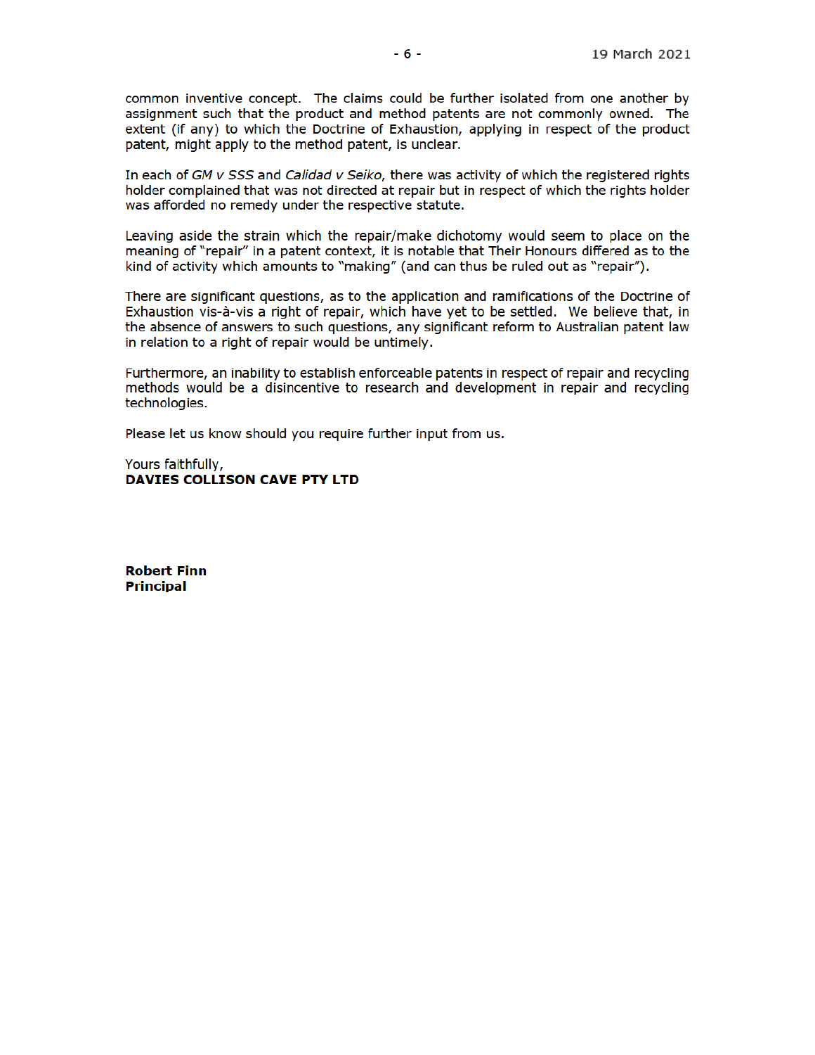common inventive concept. The claims could be further isolated from one another by assignment such that the product and method patents are not commonly owned. The extent (if any) to which the Doctrine of Exhaustion, applying in respect of the product patent, might apply to the method patent, is unclear.

In each of *GM v SSS* and *Calidad v Seiko*, there was activity of which the registered rights holder complained that was not directed at repair but in respect of which the rights holder was afforded no remedy under the respective statute.

Leaving aside the strain which the repair/make dichotomy would seem to place on the meaning of "repair" in a patent context, it is notable that Their Honours differed as to the kind of activity which amounts to "making" (and can thus be ruled out as "repair").

There are significant questions, as to the application and ramifications of the Doctrine of Exhaustion vis-à-vis a right of repair, which have yet to be settled. We believe that, in the absence of answers to such questions, any significant reform to Australian patent law in relation to a right of repair would be untimely.

Furthermore, an inability to establish enforceable patents in respect of repair and recycling methods would be a disincentive to research and development in repair and recycling technologies.

Please let us know should you require further input from us.

Yours faithfully,
**DAVIES COLLISON CAVE PTY LTD**

**Robert Finn**
**Principal**